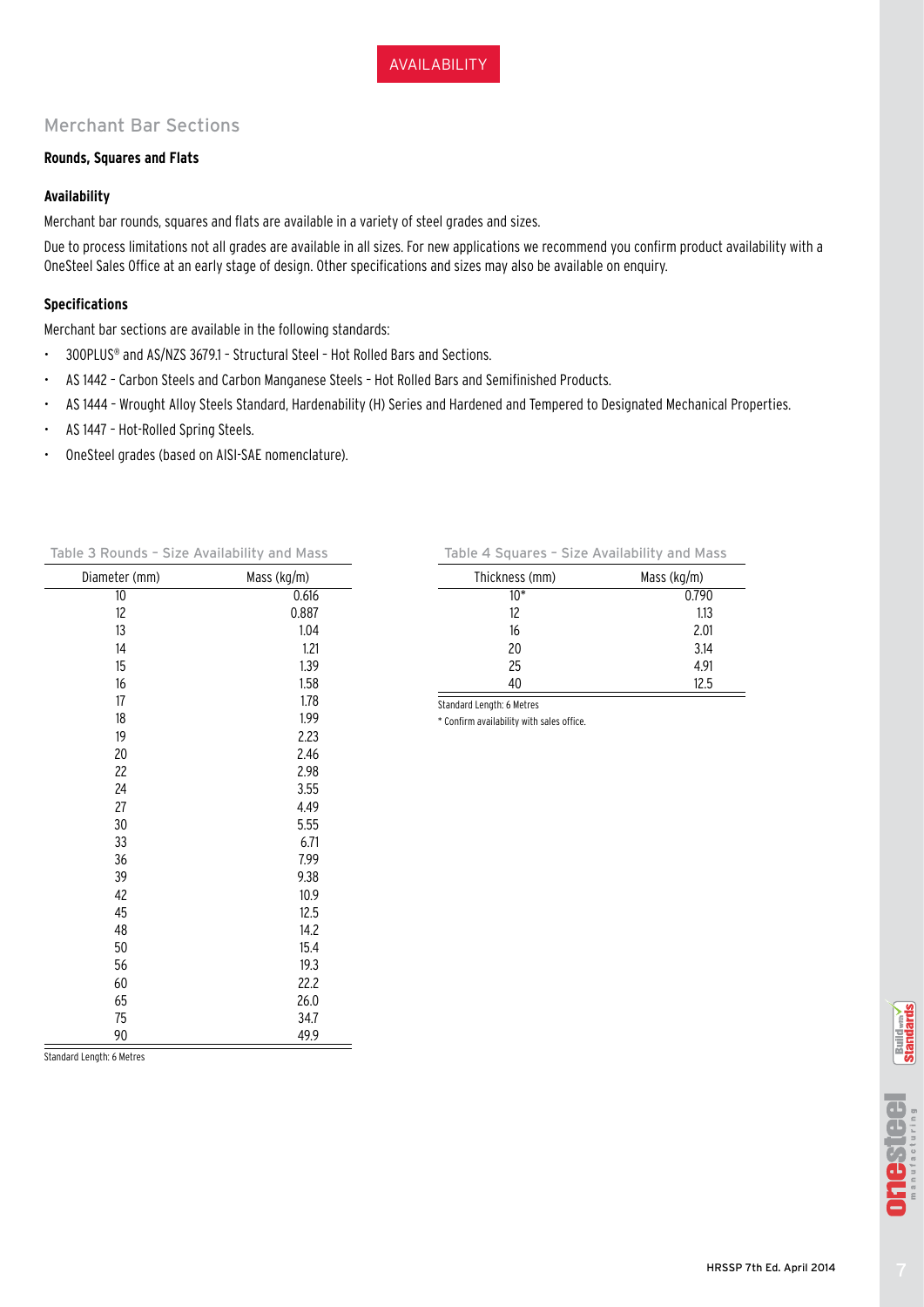AVAILABILITY

## Merchant Bar Sections

### Rounds, Squares and Flats

#### Availability

Merchant bar rounds, squares and flats are available in a variety of steel grades and sizes.

Due to process limitations not all grades are available in all sizes. For new applications we recommend you confirm product availability with a OneSteel Sales Office at an early stage of design. Other specifications and sizes may also be available on enquiry.

#### Specifications

Merchant bar sections are available in the following standards:

- 300PLUS® and AS/NZS 3679.1 – Structural Steel – Hot Rolled Bars and Sections.
- AS 1442 – Carbon Steels and Carbon Manganese Steels – Hot Rolled Bars and Semifinished Products.
- AS 1444 – Wrought Alloy Steels Standard, Hardenability (H) Series and Hardened and Tempered to Designated Mechanical Properties.
- AS 1447 – Hot-Rolled Spring Steels.
- OneSteel grades (based on AISI-SAE nomenclature).

Table 3 Rounds – Size Availability and Mass

| Diameter (mm) | Mass (kg/m) |
|---|---|
| 10 | 0.616 |
| 12 | 0.887 |
| 13 | 1.04 |
| 14 | 1.21 |
| 15 | 1.39 |
| 16 | 1.58 |
| 17 | 1.78 |
| 18 | 1.99 |
| 19 | 2.23 |
| 20 | 2.46 |
| 22 | 2.98 |
| 24 | 3.55 |
| 27 | 4.49 |
| 30 | 5.55 |
| 33 | 6.71 |
| 36 | 7.99 |
| 39 | 9.38 |
| 42 | 10.9 |
| 45 | 12.5 |
| 48 | 14.2 |
| 50 | 15.4 |
| 56 | 19.3 |
| 60 | 22.2 |
| 65 | 26.0 |
| 75 | 34.7 |
| 90 | 49.9 |

Standard Length: 6 Metres

Table 4 Squares – Size Availability and Mass

| Thickness (mm) | Mass (kg/m) |
|---|---|
| 10* | 0.790 |
| 12 | 1.13 |
| 16 | 2.01 |
| 20 | 3.14 |
| 25 | 4.91 |
| 40 | 12.5 |

Standard Length: 6 Metres

* Confirm availability with sales office.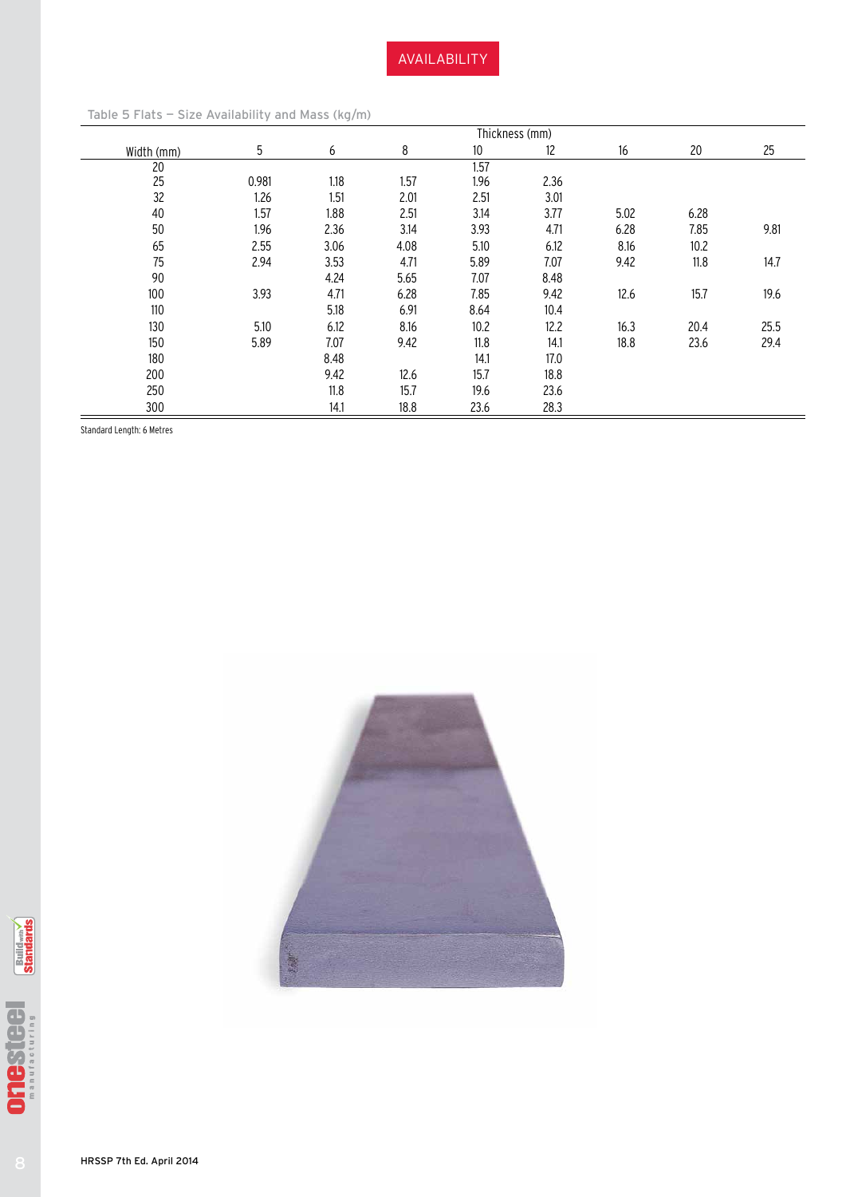# AVAILABILITY

Table 5 Flats – Size Availability and Mass (kg/m)

| Width (mm) | Thickness (mm) | | | | | | | |
|---|---|---|---|---|---|---|---|---|
| | 5 | 6 | 8 | 10 | 12 | 16 | 20 | 25 |
| 20 | | | | 1.57 | | | | |
| 25 | 0.981 | 1.18 | 1.57 | 1.96 | 2.36 | | | |
| 32 | 1.26 | 1.51 | 2.01 | 2.51 | 3.01 | | | |
| 40 | 1.57 | 1.88 | 2.51 | 3.14 | 3.77 | 5.02 | 6.28 | |
| 50 | 1.96 | 2.36 | 3.14 | 3.93 | 4.71 | 6.28 | 7.85 | 9.81 |
| 65 | 2.55 | 3.06 | 4.08 | 5.10 | 6.12 | 8.16 | 10.2 | |
| 75 | 2.94 | 3.53 | 4.71 | 5.89 | 7.07 | 9.42 | 11.8 | 14.7 |
| 90 | | 4.24 | 5.65 | 7.07 | 8.48 | | | |
| 100 | 3.93 | 4.71 | 6.28 | 7.85 | 9.42 | 12.6 | 15.7 | 19.6 |
| 110 | | 5.18 | 6.91 | 8.64 | 10.4 | | | |
| 130 | 5.10 | 6.12 | 8.16 | 10.2 | 12.2 | 16.3 | 20.4 | 25.5 |
| 150 | 5.89 | 7.07 | 9.42 | 11.8 | 14.1 | 18.8 | 23.6 | 29.4 |
| 180 | | 8.48 | | 14.1 | 17.0 | | | |
| 200 | | 9.42 | 12.6 | 15.7 | 18.8 | | | |
| 250 | | 11.8 | 15.7 | 19.6 | 23.6 | | | |
| 300 | | 14.1 | 18.8 | 23.6 | 28.3 | | | |

Standard Length: 6 Metres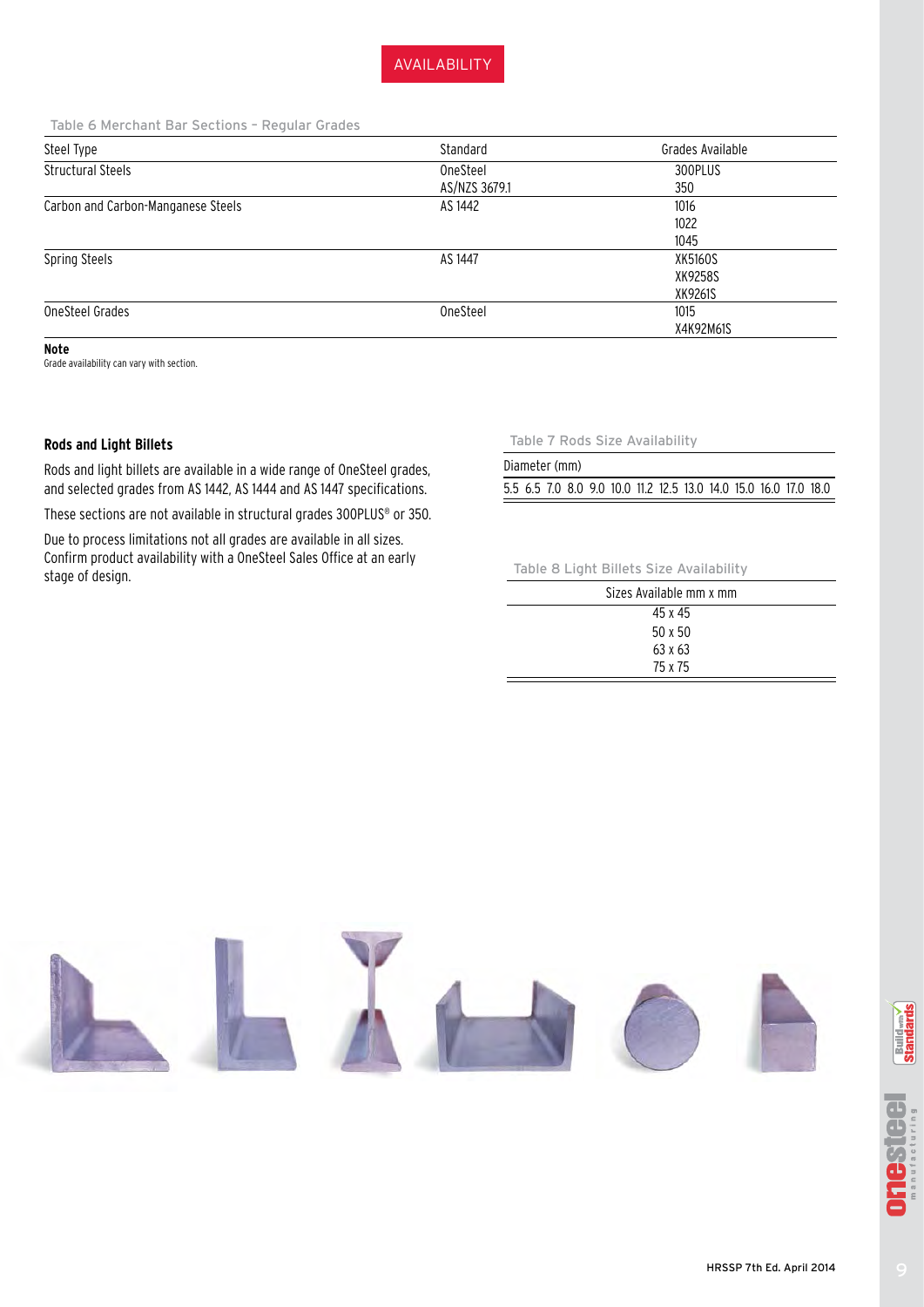## AVAILABILITY

Table 6 Merchant Bar Sections – Regular Grades

| Steel Type | Standard | Grades Available |
| --- | --- | --- |
| Structural Steels | OneSteel<br>AS/NZS 3679.1 | 300PLUS<br>350 |
| Carbon and Carbon-Manganese Steels | AS 1442 | 1016<br>1022<br>1045 |
| Spring Steels | AS 1447 | XK5160S<br>XK9258S<br>XK9261S |
| OneSteel Grades | OneSteel | 1015<br>X4K92M61S |

**Note**
Grade availability can vary with section.

### Rods and Light Billets

Rods and light billets are available in a wide range of OneSteel grades, and selected grades from AS 1442, AS 1444 and AS 1447 specifications.

These sections are not available in structural grades 300PLUS® or 350.

Due to process limitations not all grades are available in all sizes. Confirm product availability with a OneSteel Sales Office at an early stage of design.

Table 7 Rods Size Availability

| Diameter (mm) | | | | | | | | | | | | | | |
| --- | --- | --- | --- | --- | --- | --- | --- | --- | --- | --- | --- | --- | --- | --- |
| 5.5 | 6.5 | 7.0 | 8.0 | 9.0 | 10.0 | 11.2 | 12.5 | 13.0 | 14.0 | 15.0 | 16.0 | 17.0 | 18.0 | |

Table 8 Light Billets Size Availability

| Sizes Available mm x mm |
| --- |
| 45 x 45 |
| 50 x 50 |
| 63 x 63 |
| 75 x 75 |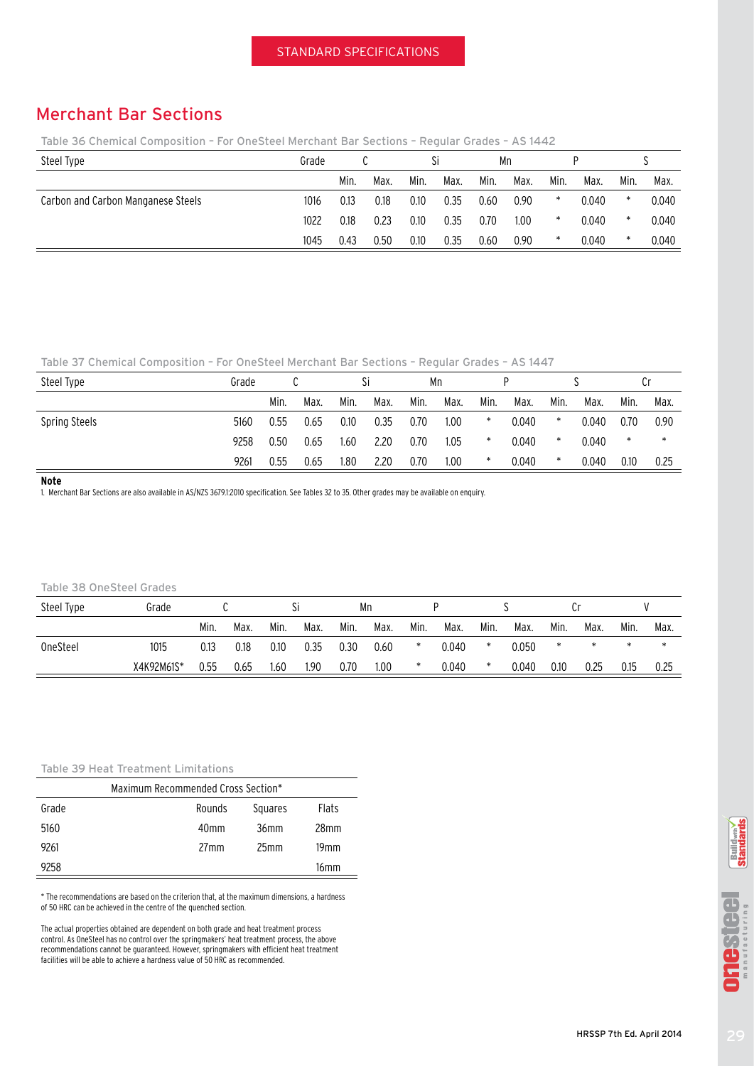STANDARD SPECIFICATIONS

## Merchant Bar Sections

Table 36 Chemical Composition – For OneSteel Merchant Bar Sections – Regular Grades – AS 1442

| Steel Type | Grade | C | | Si | | Mn | | P | | S | |
|---|---|---|---|---|---|---|---|---|---|---|---|
| | | Min. | Max. | Min. | Max. | Min. | Max. | Min. | Max. | Min. | Max. |
| Carbon and Carbon Manganese Steels | 1016 | 0.13 | 0.18 | 0.10 | 0.35 | 0.60 | 0.90 | * | 0.040 | * | 0.040 |
| | 1022 | 0.18 | 0.23 | 0.10 | 0.35 | 0.70 | 1.00 | * | 0.040 | * | 0.040 |
| | 1045 | 0.43 | 0.50 | 0.10 | 0.35 | 0.60 | 0.90 | * | 0.040 | * | 0.040 |

Table 37 Chemical Composition – For OneSteel Merchant Bar Sections – Regular Grades – AS 1447

| Steel Type | Grade | C | | Si | | Mn | | P | | S | | Cr | |
|---|---|---|---|---|---|---|---|---|---|---|---|---|---|
| | | Min. | Max. | Min. | Max. | Min. | Max. | Min. | Max. | Min. | Max. | Min. | Max. |
| Spring Steels | 5160 | 0.55 | 0.65 | 0.10 | 0.35 | 0.70 | 1.00 | * | 0.040 | * | 0.040 | 0.70 | 0.90 |
| | 9258 | 0.50 | 0.65 | 1.60 | 2.20 | 0.70 | 1.05 | * | 0.040 | * | 0.040 | * | * |
| | 9261 | 0.55 | 0.65 | 1.80 | 2.20 | 0.70 | 1.00 | * | 0.040 | * | 0.040 | 0.10 | 0.25 |

**Note**

1. Merchant Bar Sections are also available in AS/NZS 3679.1:2010 specification. See Tables 32 to 35. Other grades may be available on enquiry.

Table 38 OneSteel Grades

| Steel Type | Grade | C | | Si | | Mn | | P | | S | | Cr | | V | |
|---|---|---|---|---|---|---|---|---|---|---|---|---|---|---|---|
| | | Min. | Max. | Min. | Max. | Min. | Max. | Min. | Max. | Min. | Max. | Min. | Max. | Min. | Max. |
| OneSteel | 1015 | 0.13 | 0.18 | 0.10 | 0.35 | 0.30 | 0.60 | * | 0.040 | * | 0.050 | * | * | * | * |
| | X4K92M61S* | 0.55 | 0.65 | 1.60 | 1.90 | 0.70 | 1.00 | * | 0.040 | * | 0.040 | 0.10 | 0.25 | 0.15 | 0.25 |

Table 39 Heat Treatment Limitations

| Maximum Recommended Cross Section* | | | |
|---|---|---|---|
| Grade | Rounds | Squares | Flats |
| 5160 | 40mm | 36mm | 28mm |
| 9261 | 27mm | 25mm | 19mm |
| 9258 | | | 16mm |

* The recommendations are based on the criterion that, at the maximum dimensions, a hardness of 50 HRC can be achieved in the centre of the quenched section.

The actual properties obtained are dependent on both grade and heat treatment process control. As OneSteel has no control over the springmakers' heat treatment process, the above recommendations cannot be guaranteed. However, springmakers with efficient heat treatment facilities will be able to achieve a hardness value of 50 HRC as recommended.